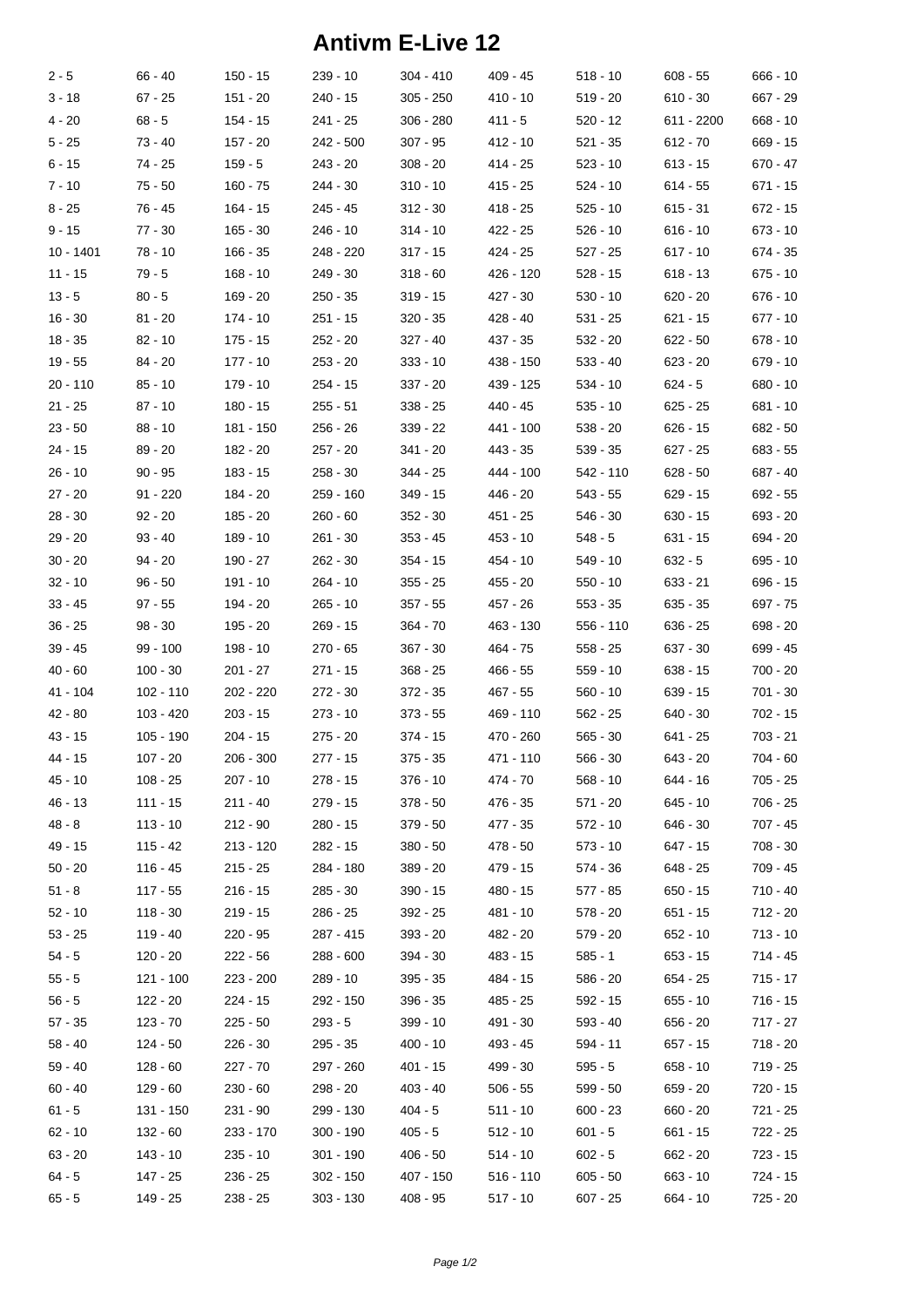# Antivm E-Live 12

| | | | | | | | | |
|---|---|---|---|---|---|---|---|---|
| 2 - 5 | 66 - 40 | 150 - 15 | 239 - 10 | 304 - 410 | 409 - 45 | 518 - 10 | 608 - 55 | 666 - 10 |
| 3 - 18 | 67 - 25 | 151 - 20 | 240 - 15 | 305 - 250 | 410 - 10 | 519 - 20 | 610 - 30 | 667 - 29 |
| 4 - 20 | 68 - 5 | 154 - 15 | 241 - 25 | 306 - 280 | 411 - 5 | 520 - 12 | 611 - 2200 | 668 - 10 |
| 5 - 25 | 73 - 40 | 157 - 20 | 242 - 500 | 307 - 95 | 412 - 10 | 521 - 35 | 612 - 70 | 669 - 15 |
| 6 - 15 | 74 - 25 | 159 - 5 | 243 - 20 | 308 - 20 | 414 - 25 | 523 - 10 | 613 - 15 | 670 - 47 |
| 7 - 10 | 75 - 50 | 160 - 75 | 244 - 30 | 310 - 10 | 415 - 25 | 524 - 10 | 614 - 55 | 671 - 15 |
| 8 - 25 | 76 - 45 | 164 - 15 | 245 - 45 | 312 - 30 | 418 - 25 | 525 - 10 | 615 - 31 | 672 - 15 |
| 9 - 15 | 77 - 30 | 165 - 30 | 246 - 10 | 314 - 10 | 422 - 25 | 526 - 10 | 616 - 10 | 673 - 10 |
| 10 - 1401 | 78 - 10 | 166 - 35 | 248 - 220 | 317 - 15 | 424 - 25 | 527 - 25 | 617 - 10 | 674 - 35 |
| 11 - 15 | 79 - 5 | 168 - 10 | 249 - 30 | 318 - 60 | 426 - 120 | 528 - 15 | 618 - 13 | 675 - 10 |
| 13 - 5 | 80 - 5 | 169 - 20 | 250 - 35 | 319 - 15 | 427 - 30 | 530 - 10 | 620 - 20 | 676 - 10 |
| 16 - 30 | 81 - 20 | 174 - 10 | 251 - 15 | 320 - 35 | 428 - 40 | 531 - 25 | 621 - 15 | 677 - 10 |
| 18 - 35 | 82 - 10 | 175 - 15 | 252 - 20 | 327 - 40 | 437 - 35 | 532 - 20 | 622 - 50 | 678 - 10 |
| 19 - 55 | 84 - 20 | 177 - 10 | 253 - 20 | 333 - 10 | 438 - 150 | 533 - 40 | 623 - 20 | 679 - 10 |
| 20 - 110 | 85 - 10 | 179 - 10 | 254 - 15 | 337 - 20 | 439 - 125 | 534 - 10 | 624 - 5 | 680 - 10 |
| 21 - 25 | 87 - 10 | 180 - 15 | 255 - 51 | 338 - 25 | 440 - 45 | 535 - 10 | 625 - 25 | 681 - 10 |
| 23 - 50 | 88 - 10 | 181 - 150 | 256 - 26 | 339 - 22 | 441 - 100 | 538 - 20 | 626 - 15 | 682 - 50 |
| 24 - 15 | 89 - 20 | 182 - 20 | 257 - 20 | 341 - 20 | 443 - 35 | 539 - 35 | 627 - 25 | 683 - 55 |
| 26 - 10 | 90 - 95 | 183 - 15 | 258 - 30 | 344 - 25 | 444 - 100 | 542 - 110 | 628 - 50 | 687 - 40 |
| 27 - 20 | 91 - 220 | 184 - 20 | 259 - 160 | 349 - 15 | 446 - 20 | 543 - 55 | 629 - 15 | 692 - 55 |
| 28 - 30 | 92 - 20 | 185 - 20 | 260 - 60 | 352 - 30 | 451 - 25 | 546 - 30 | 630 - 15 | 693 - 20 |
| 29 - 20 | 93 - 40 | 189 - 10 | 261 - 30 | 353 - 45 | 453 - 10 | 548 - 5 | 631 - 15 | 694 - 20 |
| 30 - 20 | 94 - 20 | 190 - 27 | 262 - 30 | 354 - 15 | 454 - 10 | 549 - 10 | 632 - 5 | 695 - 10 |
| 32 - 10 | 96 - 50 | 191 - 10 | 264 - 10 | 355 - 25 | 455 - 20 | 550 - 10 | 633 - 21 | 696 - 15 |
| 33 - 45 | 97 - 55 | 194 - 20 | 265 - 10 | 357 - 55 | 457 - 26 | 553 - 35 | 635 - 35 | 697 - 75 |
| 36 - 25 | 98 - 30 | 195 - 20 | 269 - 15 | 364 - 70 | 463 - 130 | 556 - 110 | 636 - 25 | 698 - 20 |
| 39 - 45 | 99 - 100 | 198 - 10 | 270 - 65 | 367 - 30 | 464 - 75 | 558 - 25 | 637 - 30 | 699 - 45 |
| 40 - 60 | 100 - 30 | 201 - 27 | 271 - 15 | 368 - 25 | 466 - 55 | 559 - 10 | 638 - 15 | 700 - 20 |
| 41 - 104 | 102 - 110 | 202 - 220 | 272 - 30 | 372 - 35 | 467 - 55 | 560 - 10 | 639 - 15 | 701 - 30 |
| 42 - 80 | 103 - 420 | 203 - 15 | 273 - 10 | 373 - 55 | 469 - 110 | 562 - 25 | 640 - 30 | 702 - 15 |
| 43 - 15 | 105 - 190 | 204 - 15 | 275 - 20 | 374 - 15 | 470 - 260 | 565 - 30 | 641 - 25 | 703 - 21 |
| 44 - 15 | 107 - 20 | 206 - 300 | 277 - 15 | 375 - 35 | 471 - 110 | 566 - 30 | 643 - 20 | 704 - 60 |
| 45 - 10 | 108 - 25 | 207 - 10 | 278 - 15 | 376 - 10 | 474 - 70 | 568 - 10 | 644 - 16 | 705 - 25 |
| 46 - 13 | 111 - 15 | 211 - 40 | 279 - 15 | 378 - 50 | 476 - 35 | 571 - 20 | 645 - 10 | 706 - 25 |
| 48 - 8 | 113 - 10 | 212 - 90 | 280 - 15 | 379 - 50 | 477 - 35 | 572 - 10 | 646 - 30 | 707 - 45 |
| 49 - 15 | 115 - 42 | 213 - 120 | 282 - 15 | 380 - 50 | 478 - 50 | 573 - 10 | 647 - 15 | 708 - 30 |
| 50 - 20 | 116 - 45 | 215 - 25 | 284 - 180 | 389 - 20 | 479 - 15 | 574 - 36 | 648 - 25 | 709 - 45 |
| 51 - 8 | 117 - 55 | 216 - 15 | 285 - 30 | 390 - 15 | 480 - 15 | 577 - 85 | 650 - 15 | 710 - 40 |
| 52 - 10 | 118 - 30 | 219 - 15 | 286 - 25 | 392 - 25 | 481 - 10 | 578 - 20 | 651 - 15 | 712 - 20 |
| 53 - 25 | 119 - 40 | 220 - 95 | 287 - 415 | 393 - 20 | 482 - 20 | 579 - 20 | 652 - 10 | 713 - 10 |
| 54 - 5 | 120 - 20 | 222 - 56 | 288 - 600 | 394 - 30 | 483 - 15 | 585 - 1 | 653 - 15 | 714 - 45 |
| 55 - 5 | 121 - 100 | 223 - 200 | 289 - 10 | 395 - 35 | 484 - 15 | 586 - 20 | 654 - 25 | 715 - 17 |
| 56 - 5 | 122 - 20 | 224 - 15 | 292 - 150 | 396 - 35 | 485 - 25 | 592 - 15 | 655 - 10 | 716 - 15 |
| 57 - 35 | 123 - 70 | 225 - 50 | 293 - 5 | 399 - 10 | 491 - 30 | 593 - 40 | 656 - 20 | 717 - 27 |
| 58 - 40 | 124 - 50 | 226 - 30 | 295 - 35 | 400 - 10 | 493 - 45 | 594 - 11 | 657 - 15 | 718 - 20 |
| 59 - 40 | 128 - 60 | 227 - 70 | 297 - 260 | 401 - 15 | 499 - 30 | 595 - 5 | 658 - 10 | 719 - 25 |
| 60 - 40 | 129 - 60 | 230 - 60 | 298 - 20 | 403 - 40 | 506 - 55 | 599 - 50 | 659 - 20 | 720 - 15 |
| 61 - 5 | 131 - 150 | 231 - 90 | 299 - 130 | 404 - 5 | 511 - 10 | 600 - 23 | 660 - 20 | 721 - 25 |
| 62 - 10 | 132 - 60 | 233 - 170 | 300 - 190 | 405 - 5 | 512 - 10 | 601 - 5 | 661 - 15 | 722 - 25 |
| 63 - 20 | 143 - 10 | 235 - 10 | 301 - 190 | 406 - 50 | 514 - 10 | 602 - 5 | 662 - 20 | 723 - 15 |
| 64 - 5 | 147 - 25 | 236 - 25 | 302 - 150 | 407 - 150 | 516 - 110 | 605 - 50 | 663 - 10 | 724 - 15 |
| 65 - 5 | 149 - 25 | 238 - 25 | 303 - 130 | 408 - 95 | 517 - 10 | 607 - 25 | 664 - 10 | 725 - 20 |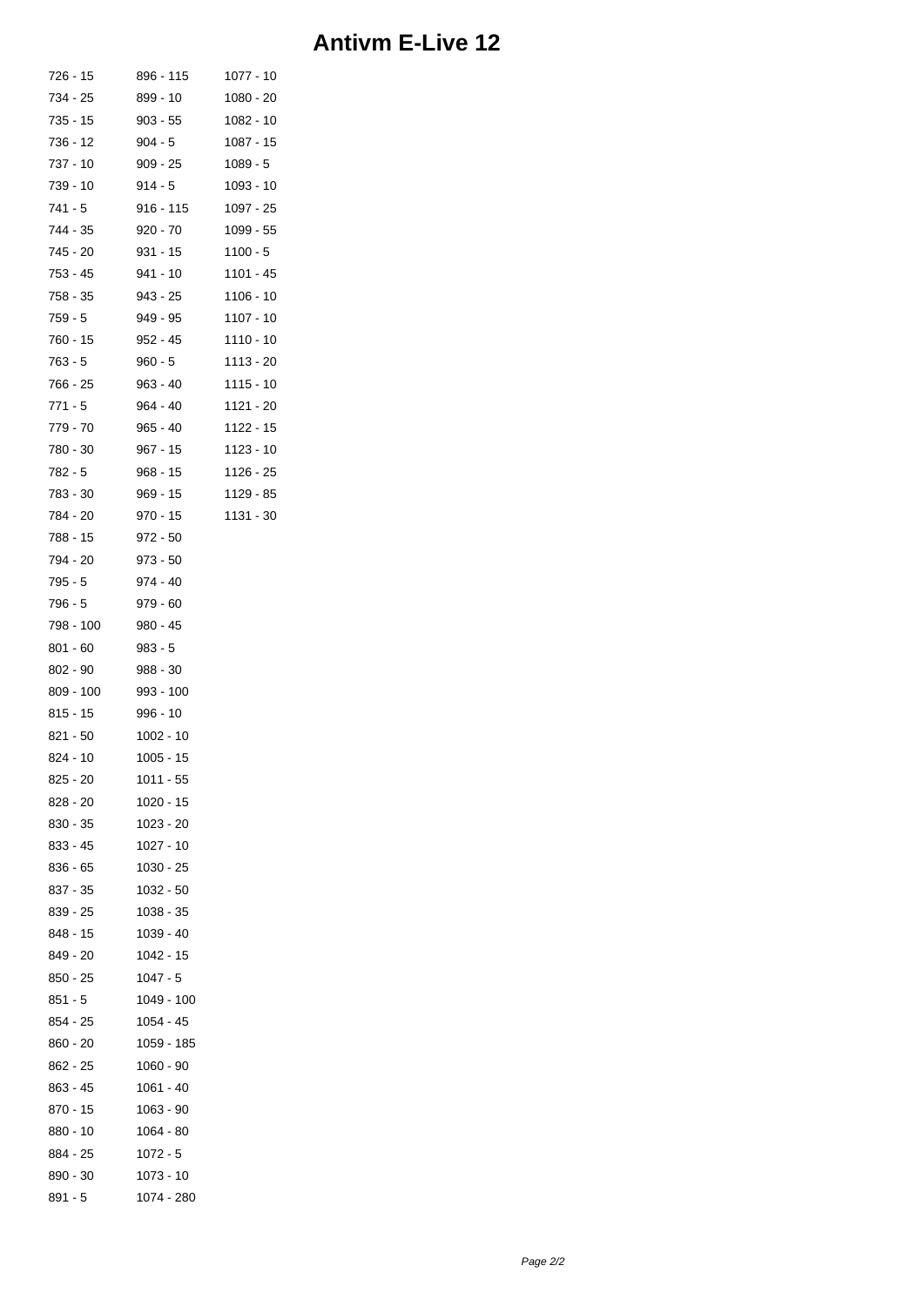# Antivm E-Live 12

| | | |
|---|---|---|
| 726 - 15 | 896 - 115 | 1077 - 10 |
| 734 - 25 | 899 - 10 | 1080 - 20 |
| 735 - 15 | 903 - 55 | 1082 - 10 |
| 736 - 12 | 904 - 5 | 1087 - 15 |
| 737 - 10 | 909 - 25 | 1089 - 5 |
| 739 - 10 | 914 - 5 | 1093 - 10 |
| 741 - 5 | 916 - 115 | 1097 - 25 |
| 744 - 35 | 920 - 70 | 1099 - 55 |
| 745 - 20 | 931 - 15 | 1100 - 5 |
| 753 - 45 | 941 - 10 | 1101 - 45 |
| 758 - 35 | 943 - 25 | 1106 - 10 |
| 759 - 5 | 949 - 95 | 1107 - 10 |
| 760 - 15 | 952 - 45 | 1110 - 10 |
| 763 - 5 | 960 - 5 | 1113 - 20 |
| 766 - 25 | 963 - 40 | 1115 - 10 |
| 771 - 5 | 964 - 40 | 1121 - 20 |
| 779 - 70 | 965 - 40 | 1122 - 15 |
| 780 - 30 | 967 - 15 | 1123 - 10 |
| 782 - 5 | 968 - 15 | 1126 - 25 |
| 783 - 30 | 969 - 15 | 1129 - 85 |
| 784 - 20 | 970 - 15 | 1131 - 30 |
| 788 - 15 | 972 - 50 | |
| 794 - 20 | 973 - 50 | |
| 795 - 5 | 974 - 40 | |
| 796 - 5 | 979 - 60 | |
| 798 - 100 | 980 - 45 | |
| 801 - 60 | 983 - 5 | |
| 802 - 90 | 988 - 30 | |
| 809 - 100 | 993 - 100 | |
| 815 - 15 | 996 - 10 | |
| 821 - 50 | 1002 - 10 | |
| 824 - 10 | 1005 - 15 | |
| 825 - 20 | 1011 - 55 | |
| 828 - 20 | 1020 - 15 | |
| 830 - 35 | 1023 - 20 | |
| 833 - 45 | 1027 - 10 | |
| 836 - 65 | 1030 - 25 | |
| 837 - 35 | 1032 - 50 | |
| 839 - 25 | 1038 - 35 | |
| 848 - 15 | 1039 - 40 | |
| 849 - 20 | 1042 - 15 | |
| 850 - 25 | 1047 - 5 | |
| 851 - 5 | 1049 - 100 | |
| 854 - 25 | 1054 - 45 | |
| 860 - 20 | 1059 - 185 | |
| 862 - 25 | 1060 - 90 | |
| 863 - 45 | 1061 - 40 | |
| 870 - 15 | 1063 - 90 | |
| 880 - 10 | 1064 - 80 | |
| 884 - 25 | 1072 - 5 | |
| 890 - 30 | 1073 - 10 | |
| 891 - 5 | 1074 - 280 | |